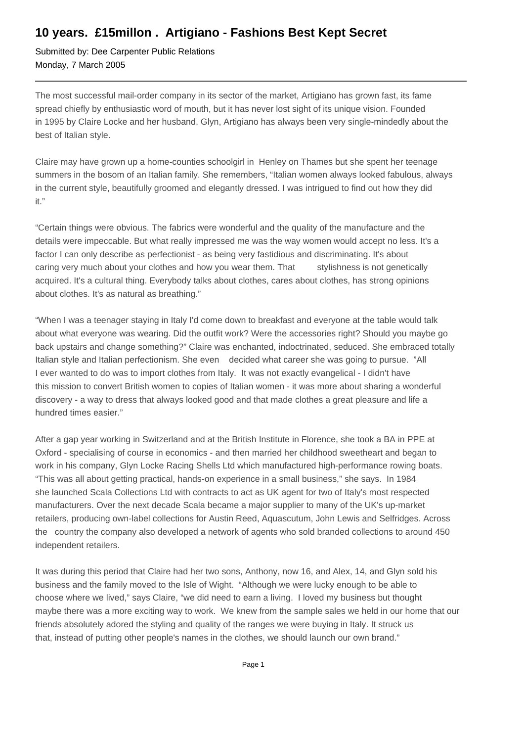# 10 years. £15millon . Artigiano - Fashions Best Kept Secret

Submitted by: Dee Carpenter Public Relations
Monday, 7 March 2005

---

The most successful mail-order company in its sector of the market, Artigiano has grown fast, its fame spread chiefly by enthusiastic word of mouth, but it has never lost sight of its unique vision. Founded in 1995 by Claire Locke and her husband, Glyn, Artigiano has always been very single-mindedly about the best of Italian style.

Claire may have grown up a home-counties schoolgirl in Henley on Thames but she spent her teenage summers in the bosom of an Italian family. She remembers, "Italian women always looked fabulous, always in the current style, beautifully groomed and elegantly dressed. I was intrigued to find out how they did it."

"Certain things were obvious. The fabrics were wonderful and the quality of the manufacture and the details were impeccable. But what really impressed me was the way women would accept no less. It's a factor I can only describe as perfectionist - as being very fastidious and discriminating. It's about caring very much about your clothes and how you wear them. That stylishness is not genetically acquired. It's a cultural thing. Everybody talks about clothes, cares about clothes, has strong opinions about clothes. It's as natural as breathing."

"When I was a teenager staying in Italy I'd come down to breakfast and everyone at the table would talk about what everyone was wearing. Did the outfit work? Were the accessories right? Should you maybe go back upstairs and change something?" Claire was enchanted, indoctrinated, seduced. She embraced totally Italian style and Italian perfectionism. She even decided what career she was going to pursue. "All I ever wanted to do was to import clothes from Italy. It was not exactly evangelical - I didn't have this mission to convert British women to copies of Italian women - it was more about sharing a wonderful discovery - a way to dress that always looked good and that made clothes a great pleasure and life a hundred times easier."

After a gap year working in Switzerland and at the British Institute in Florence, she took a BA in PPE at Oxford - specialising of course in economics - and then married her childhood sweetheart and began to work in his company, Glyn Locke Racing Shells Ltd which manufactured high-performance rowing boats. "This was all about getting practical, hands-on experience in a small business," she says. In 1984 she launched Scala Collections Ltd with contracts to act as UK agent for two of Italy's most respected manufacturers. Over the next decade Scala became a major supplier to many of the UK's up-market retailers, producing own-label collections for Austin Reed, Aquascutum, John Lewis and Selfridges. Across the country the company also developed a network of agents who sold branded collections to around 450 independent retailers.

It was during this period that Claire had her two sons, Anthony, now 16, and Alex, 14, and Glyn sold his business and the family moved to the Isle of Wight. "Although we were lucky enough to be able to choose where we lived," says Claire, "we did need to earn a living. I loved my business but thought maybe there was a more exciting way to work. We knew from the sample sales we held in our home that our friends absolutely adored the styling and quality of the ranges we were buying in Italy. It struck us that, instead of putting other people's names in the clothes, we should launch our own brand."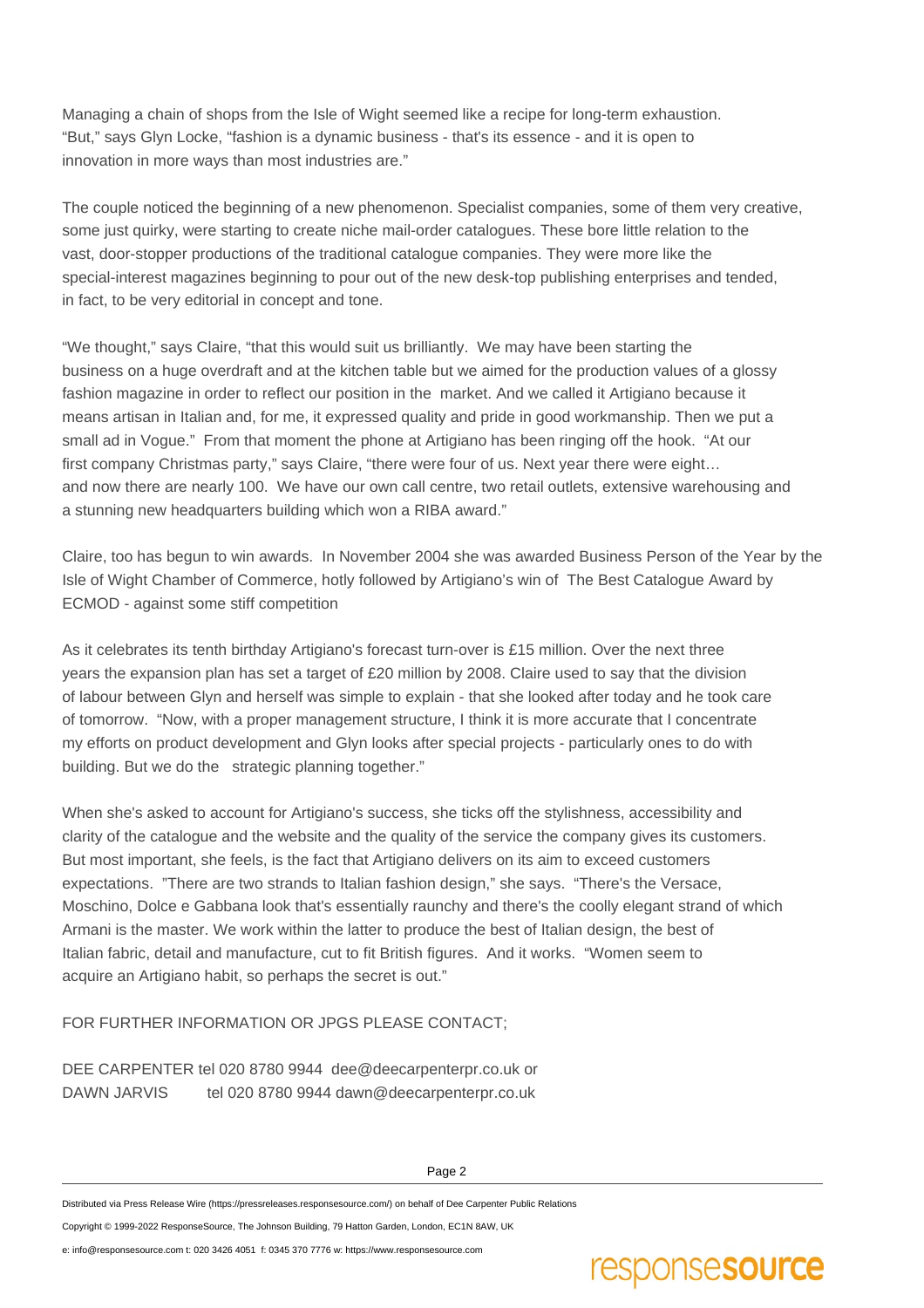Managing a chain of shops from the Isle of Wight seemed like a recipe for long-term exhaustion. “But,” says Glyn Locke, “fashion is a dynamic business - that's its essence - and it is open to innovation in more ways than most industries are.”

The couple noticed the beginning of a new phenomenon. Specialist companies, some of them very creative, some just quirky, were starting to create niche mail-order catalogues. These bore little relation to the vast, door-stopper productions of the traditional catalogue companies. They were more like the special-interest magazines beginning to pour out of the new desk-top publishing enterprises and tended, in fact, to be very editorial in concept and tone.

“We thought,” says Claire, “that this would suit us brilliantly. We may have been starting the business on a huge overdraft and at the kitchen table but we aimed for the production values of a glossy fashion magazine in order to reflect our position in the market. And we called it Artigiano because it means artisan in Italian and, for me, it expressed quality and pride in good workmanship. Then we put a small ad in Vogue.” From that moment the phone at Artigiano has been ringing off the hook. “At our first company Christmas party,” says Claire, “there were four of us. Next year there were eight… and now there are nearly 100. We have our own call centre, two retail outlets, extensive warehousing and a stunning new headquarters building which won a RIBA award.”

Claire, too has begun to win awards. In November 2004 she was awarded Business Person of the Year by the Isle of Wight Chamber of Commerce, hotly followed by Artigiano’s win of The Best Catalogue Award by ECMOD - against some stiff competition

As it celebrates its tenth birthday Artigiano's forecast turn-over is £15 million. Over the next three years the expansion plan has set a target of £20 million by 2008. Claire used to say that the division of labour between Glyn and herself was simple to explain - that she looked after today and he took care of tomorrow. “Now, with a proper management structure, I think it is more accurate that I concentrate my efforts on product development and Glyn looks after special projects - particularly ones to do with building. But we do the strategic planning together.”

When she's asked to account for Artigiano's success, she ticks off the stylishness, accessibility and clarity of the catalogue and the website and the quality of the service the company gives its customers. But most important, she feels, is the fact that Artigiano delivers on its aim to exceed customers expectations. "There are two strands to Italian fashion design,” she says. “There's the Versace, Moschino, Dolce e Gabbana look that's essentially raunchy and there's the coolly elegant strand of which Armani is the master. We work within the latter to produce the best of Italian design, the best of Italian fabric, detail and manufacture, cut to fit British figures. And it works. “Women seem to acquire an Artigiano habit, so perhaps the secret is out.”

FOR FURTHER INFORMATION OR JPGS PLEASE CONTACT;

DEE CARPENTER tel 020 8780 9944 dee@deecarpenterpr.co.uk or
DAWN JARVIS tel 020 8780 9944 dawn@deecarpenterpr.co.uk

Distributed via Press Release Wire (https://pressreleases.responsesource.com/) on behalf of Dee Carpenter Public Relations

Copyright © 1999-2022 ResponseSource, The Johnson Building, 79 Hatton Garden, London, EC1N 8AW, UK

e: info@responsesource.com t: 020 3426 4051 f: 0345 370 7776 w: https://www.responsesource.com